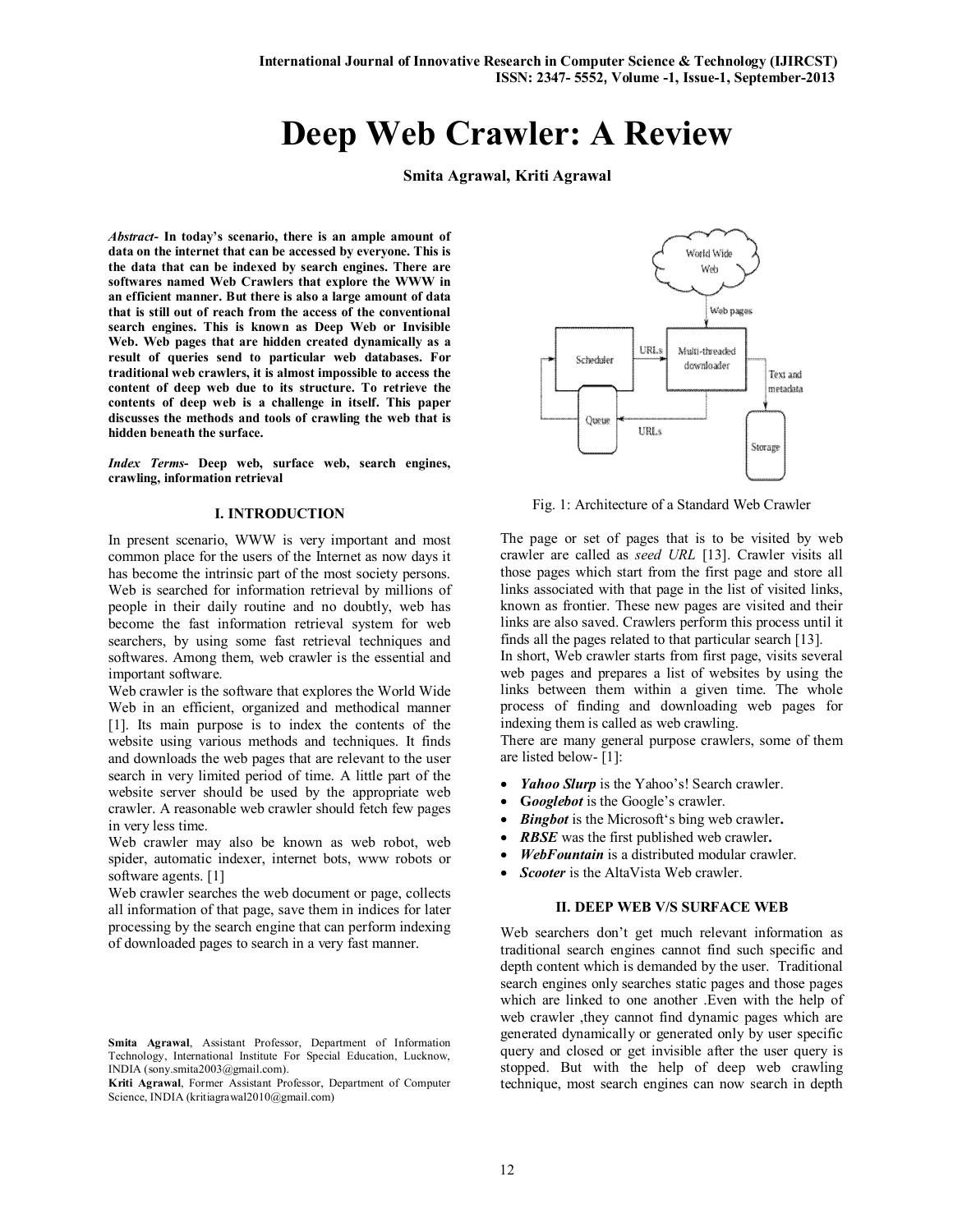# Deep Web Crawler: A Review

**Smita Agrawal, Kriti Agrawal**

***Abstract*- In today's scenario, there is an ample amount of data on the internet that can be accessed by everyone. This is the data that can be indexed by search engines. There are softwares named Web Crawlers that explore the WWW in an efficient manner. But there is also a large amount of data that is still out of reach from the access of the conventional search engines. This is known as Deep Web or Invisible Web. Web pages that are hidden created dynamically as a result of queries send to particular web databases. For traditional web crawlers, it is almost impossible to access the content of deep web due to its structure. To retrieve the contents of deep web is a challenge in itself. This paper discusses the methods and tools of crawling the web that is hidden beneath the surface.**

***Index Terms*- Deep web, surface web, search engines, crawling, information retrieval**

## I. INTRODUCTION

In present scenario, WWW is very important and most common place for the users of the Internet as now days it has become the intrinsic part of the most society persons. Web is searched for information retrieval by millions of people in their daily routine and no doubtly, web has become the fast information retrieval system for web searchers, by using some fast retrieval techniques and softwares. Among them, web crawler is the essential and important software.

Web crawler is the software that explores the World Wide Web in an efficient, organized and methodical manner [1]. Its main purpose is to index the contents of the website using various methods and techniques. It finds and downloads the web pages that are relevant to the user search in very limited period of time. A little part of the website server should be used by the appropriate web crawler. A reasonable web crawler should fetch few pages in very less time.

Web crawler may also be known as web robot, web spider, automatic indexer, internet bots, www robots or software agents. [1]

Web crawler searches the web document or page, collects all information of that page, save them in indices for later processing by the search engine that can perform indexing of downloaded pages to search in a very fast manner.

Smita Agrawal, Assistant Professor, Department of Information Technology, International Institute For Special Education, Lucknow, INDIA (sony.smita2003@gmail.com).

Kriti Agrawal, Former Assistant Professor, Department of Computer Science, INDIA (kritiagrawal2010@gmail.com)

Fig. 1: Architecture of a Standard Web Crawler

The page or set of pages that is to be visited by web crawler are called as *seed URL* [13]. Crawler visits all those pages which start from the first page and store all links associated with that page in the list of visited links, known as frontier. These new pages are visited and their links are also saved. Crawlers perform this process until it finds all the pages related to that particular search [13].

In short, Web crawler starts from first page, visits several web pages and prepares a list of websites by using the links between them within a given time. The whole process of finding and downloading web pages for indexing them is called as web crawling.

There are many general purpose crawlers, some of them are listed below- [1]:

- ***Yahoo Slurp*** is the Yahoo's! Search crawler.
- **G*ooglebot*** is the Google's crawler.
- ***Bingbot*** is the Microsoft's bing web crawler**.**
- ***RBSE*** was the first published web crawler**.**
- ***WebFountain*** is a distributed modular crawler.
- ***Scooter*** is the AltaVista Web crawler.

## II. DEEP WEB V/S SURFACE WEB

Web searchers don't get much relevant information as traditional search engines cannot find such specific and depth content which is demanded by the user. Traditional search engines only searches static pages and those pages which are linked to one another .Even with the help of web crawler ,they cannot find dynamic pages which are generated dynamically or generated only by user specific query and closed or get invisible after the user query is stopped. But with the help of deep web crawling technique, most search engines can now search in depth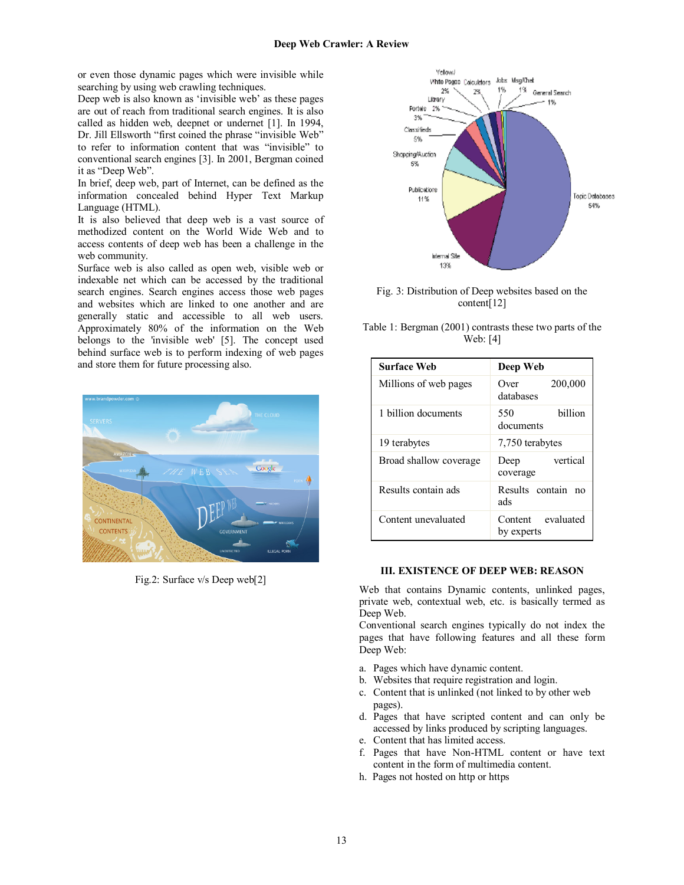or even those dynamic pages which were invisible while searching by using web crawling techniques.

Deep web is also known as 'invisible web' as these pages are out of reach from traditional search engines. It is also called as hidden web, deepnet or undernet [1]. In 1994, Dr. Jill Ellsworth "first coined the phrase "invisible Web" to refer to information content that was "invisible" to conventional search engines [3]. In 2001, Bergman coined it as "Deep Web".

In brief, deep web, part of Internet, can be defined as the information concealed behind Hyper Text Markup Language (HTML).

It is also believed that deep web is a vast source of methodized content on the World Wide Web and to access contents of deep web has been a challenge in the web community.

Surface web is also called as open web, visible web or indexable net which can be accessed by the traditional search engines. Search engines access those web pages and websites which are linked to one another and are generally static and accessible to all web users. Approximately 80% of the information on the Web belongs to the 'invisible web' [5]. The concept used behind surface web is to perform indexing of web pages and store them for future processing also.

Fig.2: Surface v/s Deep web[2]

Fig. 3: Distribution of Deep websites based on the content[12]

Table 1: Bergman (2001) contrasts these two parts of the Web: [4]

| Surface Web | Deep Web |
|---|---|
| Millions of web pages | Over 200,000 databases |
| 1 billion documents | 550 billion documents |
| 19 terabytes | 7,750 terabytes |
| Broad shallow coverage | Deep vertical coverage |
| Results contain ads | Results contain no ads |
| Content unevaluated | Content evaluated by experts |

## III. EXISTENCE OF DEEP WEB: REASON

Web that contains Dynamic contents, unlinked pages, private web, contextual web, etc. is basically termed as Deep Web.

Conventional search engines typically do not index the pages that have following features and all these form Deep Web:

a. Pages which have dynamic content.
b. Websites that require registration and login.
c. Content that is unlinked (not linked to by other web pages).
d. Pages that have scripted content and can only be accessed by links produced by scripting languages.
e. Content that has limited access.
f. Pages that have Non-HTML content or have text content in the form of multimedia content.
h. Pages not hosted on http or https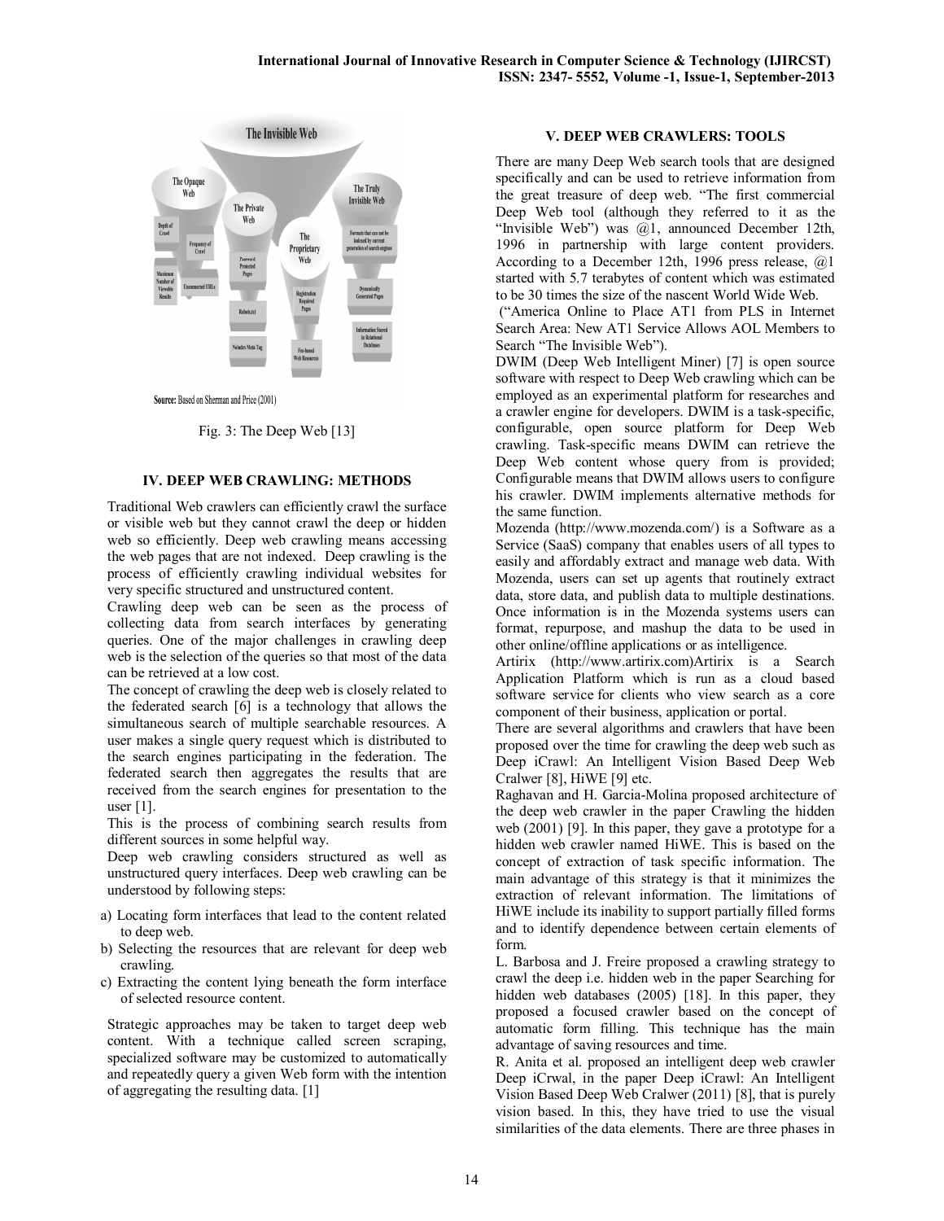Source: Based on Sherman and Price (2001)

Fig. 3: The Deep Web [13]

## IV. DEEP WEB CRAWLING: METHODS

Traditional Web crawlers can efficiently crawl the surface or visible web but they cannot crawl the deep or hidden web so efficiently. Deep web crawling means accessing the web pages that are not indexed. Deep crawling is the process of efficiently crawling individual websites for very specific structured and unstructured content.

Crawling deep web can be seen as the process of collecting data from search interfaces by generating queries. One of the major challenges in crawling deep web is the selection of the queries so that most of the data can be retrieved at a low cost.

The concept of crawling the deep web is closely related to the federated search [6] is a technology that allows the simultaneous search of multiple searchable resources. A user makes a single query request which is distributed to the search engines participating in the federation. The federated search then aggregates the results that are received from the search engines for presentation to the user [1].

This is the process of combining search results from different sources in some helpful way.

Deep web crawling considers structured as well as unstructured query interfaces. Deep web crawling can be understood by following steps:

a) Locating form interfaces that lead to the content related to deep web.
b) Selecting the resources that are relevant for deep web crawling.
c) Extracting the content lying beneath the form interface of selected resource content.

Strategic approaches may be taken to target deep web content. With a technique called screen scraping, specialized software may be customized to automatically and repeatedly query a given Web form with the intention of aggregating the resulting data. [1]

## V. DEEP WEB CRAWLERS: TOOLS

There are many Deep Web search tools that are designed specifically and can be used to retrieve information from the great treasure of deep web. "The first commercial Deep Web tool (although they referred to it as the "Invisible Web") was @1, announced December 12th, 1996 in partnership with large content providers. According to a December 12th, 1996 press release, @1 started with 5.7 terabytes of content which was estimated to be 30 times the size of the nascent World Wide Web.

("America Online to Place AT1 from PLS in Internet Search Area: New AT1 Service Allows AOL Members to Search "The Invisible Web").

DWIM (Deep Web Intelligent Miner) [7] is open source software with respect to Deep Web crawling which can be employed as an experimental platform for researches and a crawler engine for developers. DWIM is a task-specific, configurable, open source platform for Deep Web crawling. Task-specific means DWIM can retrieve the Deep Web content whose query from is provided; Configurable means that DWIM allows users to configure his crawler. DWIM implements alternative methods for the same function.

Mozenda (http://www.mozenda.com/) is a Software as a Service (SaaS) company that enables users of all types to easily and affordably extract and manage web data. With Mozenda, users can set up agents that routinely extract data, store data, and publish data to multiple destinations. Once information is in the Mozenda systems users can format, repurpose, and mashup the data to be used in other online/offline applications or as intelligence.

Artirix (http://www.artirix.com)Artirix is a Search Application Platform which is run as a cloud based software service for clients who view search as a core component of their business, application or portal.

There are several algorithms and crawlers that have been proposed over the time for crawling the deep web such as Deep iCrawl: An Intelligent Vision Based Deep Web Cralwer [8], HiWE [9] etc.

Raghavan and H. Garcia-Molina proposed architecture of the deep web crawler in the paper Crawling the hidden web (2001) [9]. In this paper, they gave a prototype for a hidden web crawler named HiWE. This is based on the concept of extraction of task specific information. The main advantage of this strategy is that it minimizes the extraction of relevant information. The limitations of HiWE include its inability to support partially filled forms and to identify dependence between certain elements of form.

L. Barbosa and J. Freire proposed a crawling strategy to crawl the deep i.e. hidden web in the paper Searching for hidden web databases (2005) [18]. In this paper, they proposed a focused crawler based on the concept of automatic form filling. This technique has the main advantage of saving resources and time.

R. Anita et al. proposed an intelligent deep web crawler Deep iCrwal, in the paper Deep iCrawl: An Intelligent Vision Based Deep Web Cralwer (2011) [8], that is purely vision based. In this, they have tried to use the visual similarities of the data elements. There are three phases in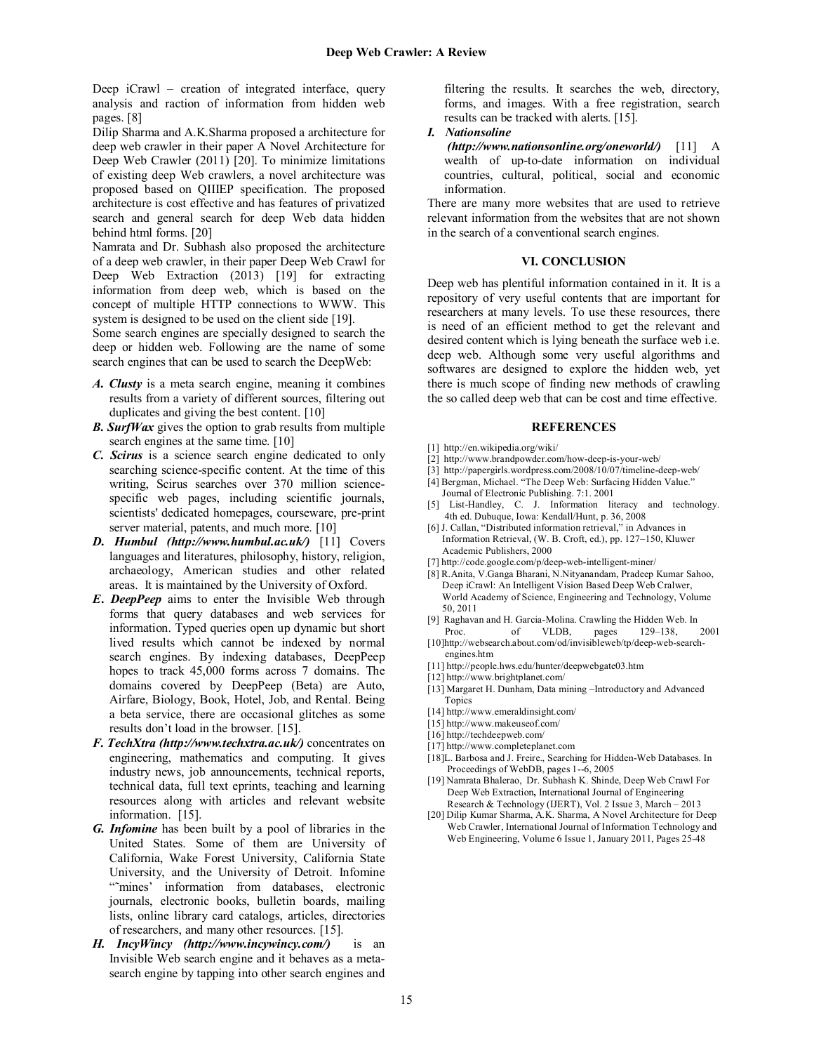Deep iCrawl – creation of integrated interface, query analysis and raction of information from hidden web pages. [8]

Dilip Sharma and A.K.Sharma proposed a architecture for deep web crawler in their paper A Novel Architecture for Deep Web Crawler (2011) [20]. To minimize limitations of existing deep Web crawlers, a novel architecture was proposed based on QIIIEP specification. The proposed architecture is cost effective and has features of privatized search and general search for deep Web data hidden behind html forms. [20]

Namrata and Dr. Subhash also proposed the architecture of a deep web crawler, in their paper Deep Web Crawl for Deep Web Extraction (2013) [19] for extracting information from deep web, which is based on the concept of multiple HTTP connections to WWW. This system is designed to be used on the client side [19].

Some search engines are specially designed to search the deep or hidden web. Following are the name of some search engines that can be used to search the DeepWeb:

- ***A. Clusty*** is a meta search engine, meaning it combines results from a variety of different sources, filtering out duplicates and giving the best content. [10]
- ***B. SurfWax*** gives the option to grab results from multiple search engines at the same time. [10]
- ***C. Scirus*** is a science search engine dedicated to only searching science-specific content. At the time of this writing, Scirus searches over 370 million science-specific web pages, including scientific journals, scientists' dedicated homepages, courseware, pre-print server material, patents, and much more. [10]
- ***D. Humbul (http://www.humbul.ac.uk/)*** [11] Covers languages and literatures, philosophy, history, religion, archaeology, American studies and other related areas. It is maintained by the University of Oxford.
- ***E. DeepPeep*** aims to enter the Invisible Web through forms that query databases and web services for information. Typed queries open up dynamic but short lived results which cannot be indexed by normal search engines. By indexing databases, DeepPeep hopes to track 45,000 forms across 7 domains. The domains covered by DeepPeep (Beta) are Auto, Airfare, Biology, Book, Hotel, Job, and Rental. Being a beta service, there are occasional glitches as some results don't load in the browser. [15].
- ***F. TechXtra (http://www.techxtra.ac.uk/)*** concentrates on engineering, mathematics and computing. It gives industry news, job announcements, technical reports, technical data, full text eprints, teaching and learning resources along with articles and relevant website information. [15].
- ***G. Infomine*** has been built by a pool of libraries in the United States. Some of them are University of California, Wake Forest University, California State University, and the University of Detroit. Infomine "˜mines' information from databases, electronic journals, electronic books, bulletin boards, mailing lists, online library card catalogs, articles, directories of researchers, and many other resources. [15].
- ***H. IncyWincy (http://www.incywincy.com/)*** is an Invisible Web search engine and it behaves as a meta-search engine by tapping into other search engines and filtering the results. It searches the web, directory, forms, and images. With a free registration, search results can be tracked with alerts. [15].
- ***I. Nationsonline (http://www.nationsonline.org/oneworld/)*** [11] A wealth of up-to-date information on individual countries, cultural, political, social and economic information.

There are many more websites that are used to retrieve relevant information from the websites that are not shown in the search of a conventional search engines.

## VI. CONCLUSION

Deep web has plentiful information contained in it. It is a repository of very useful contents that are important for researchers at many levels. To use these resources, there is need of an efficient method to get the relevant and desired content which is lying beneath the surface web i.e. deep web. Although some very useful algorithms and softwares are designed to explore the hidden web, yet there is much scope of finding new methods of crawling the so called deep web that can be cost and time effective.

## REFERENCES

[1] http://en.wikipedia.org/wiki/

[2] http://www.brandpowder.com/how-deep-is-your-web/

[3] http://papergirls.wordpress.com/2008/10/07/timeline-deep-web/

[4] Bergman, Michael. "The Deep Web: Surfacing Hidden Value." Journal of Electronic Publishing. 7:1. 2001

[5] List-Handley, C. J. Information literacy and technology. 4th ed. Dubuque, Iowa: Kendall/Hunt, p. 36, 2008

[6] J. Callan, "Distributed information retrieval," in Advances in Information Retrieval, (W. B. Croft, ed.), pp. 127–150, Kluwer Academic Publishers, 2000

[7] http://code.google.com/p/deep-web-intelligent-miner/

[8] R.Anita, V.Ganga Bharani, N.Nityanandam, Pradeep Kumar Sahoo, Deep iCrawl: An Intelligent Vision Based Deep Web Cralwer, World Academy of Science, Engineering and Technology, Volume 50, 2011

[9] Raghavan and H. Garcia-Molina. Crawling the Hidden Web. In Proc. of VLDB, pages 129–138, 2001

[10] http://websearch.about.com/od/invisibleweb/tp/deep-web-search-engines.htm

[11] http://people.hws.edu/hunter/deepwebgate03.htm

[12] http://www.brightplanet.com/

[13] Margaret H. Dunham, Data mining –Introductory and Advanced Topics

[14] http://www.emeraldinsight.com/

[15] http://www.makeuseof.com/

[16] http://techdeepweb.com/

[17] http://www.completeplanet.com

[18] L. Barbosa and J. Freire., Searching for Hidden-Web Databases. In Proceedings of WebDB, pages 1--6, 2005

[19] Namrata Bhalerao, Dr. Subhash K. Shinde, Deep Web Crawl For Deep Web Extraction, International Journal of Engineering Research & Technology (IJERT), Vol. 2 Issue 3, March – 2013

[20] Dilip Kumar Sharma, A.K. Sharma, A Novel Architecture for Deep Web Crawler, International Journal of Information Technology and Web Engineering, Volume 6 Issue 1, January 2011, Pages 25-48